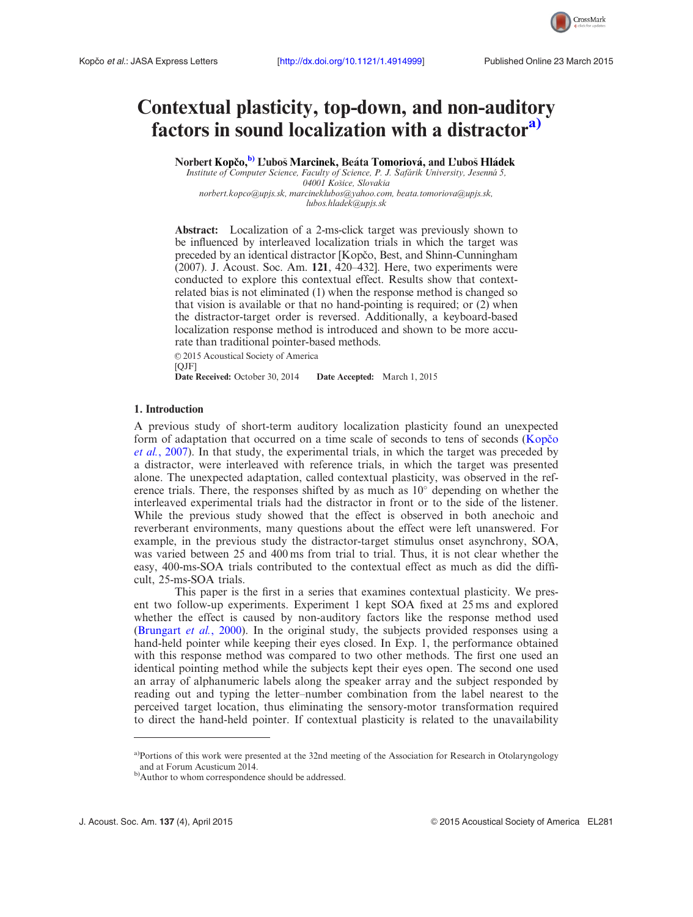# Contextual plasticity, top-down, and non-auditory factors in sound localization with a distractor[a]

**Norbert Kopčo,[b] Ľuboš Marcinek, Beáta Tomoriová, and Ľuboš Hládek**

*Institute of Computer Science, Faculty of Science, P. J. Šafárik University, Jesenná 5, 04001 Košice, Slovakia*
*norbert.kopco@upjs.sk, marcineklubos@yahoo.com, beata.tomoriova@upjs.sk, lubos.hladek@upjs.sk*

**Abstract:** Localization of a 2-ms-click target was previously shown to be influenced by interleaved localization trials in which the target was preceded by an identical distractor [Kopčo, Best, and Shinn-Cunningham (2007). J. Acoust. Soc. Am. **121**, 420–432]. Here, two experiments were conducted to explore this contextual effect. Results show that context-related bias is not eliminated (1) when the response method is changed so that vision is available or that no hand-pointing is required; or (2) when the distractor-target order is reversed. Additionally, a keyboard-based localization response method is introduced and shown to be more accurate than traditional pointer-based methods.

© 2015 Acoustical Society of America
[QJF]
**Date Received:** October 30, 2014 **Date Accepted:** March 1, 2015

## 1. Introduction

A previous study of short-term auditory localization plasticity found an unexpected form of adaptation that occurred on a time scale of seconds to tens of seconds (Kopčo *et al.*, 2007). In that study, the experimental trials, in which the target was preceded by a distractor, were interleaved with reference trials, in which the target was presented alone. The unexpected adaptation, called contextual plasticity, was observed in the reference trials. There, the responses shifted by as much as 10° depending on whether the interleaved experimental trials had the distractor in front or to the side of the listener. While the previous study showed that the effect is observed in both anechoic and reverberant environments, many questions about the effect were left unanswered. For example, in the previous study the distractor-target stimulus onset asynchrony, SOA, was varied between 25 and 400 ms from trial to trial. Thus, it is not clear whether the easy, 400-ms-SOA trials contributed to the contextual effect as much as did the difficult, 25-ms-SOA trials.

This paper is the first in a series that examines contextual plasticity. We present two follow-up experiments. Experiment 1 kept SOA fixed at 25 ms and explored whether the effect is caused by non-auditory factors like the response method used (Brungart *et al.*, 2000). In the original study, the subjects provided responses using a hand-held pointer while keeping their eyes closed. In Exp. 1, the performance obtained with this response method was compared to two other methods. The first one used an identical pointing method while the subjects kept their eyes open. The second one used an array of alphanumeric labels along the speaker array and the subject responded by reading out and typing the letter–number combination from the label nearest to the perceived target location, thus eliminating the sensory-motor transformation required to direct the hand-held pointer. If contextual plasticity is related to the unavailability

[a]Portions of this work were presented at the 32nd meeting of the Association for Research in Otolaryngology and at Forum Acusticum 2014.

[b]Author to whom correspondence should be addressed.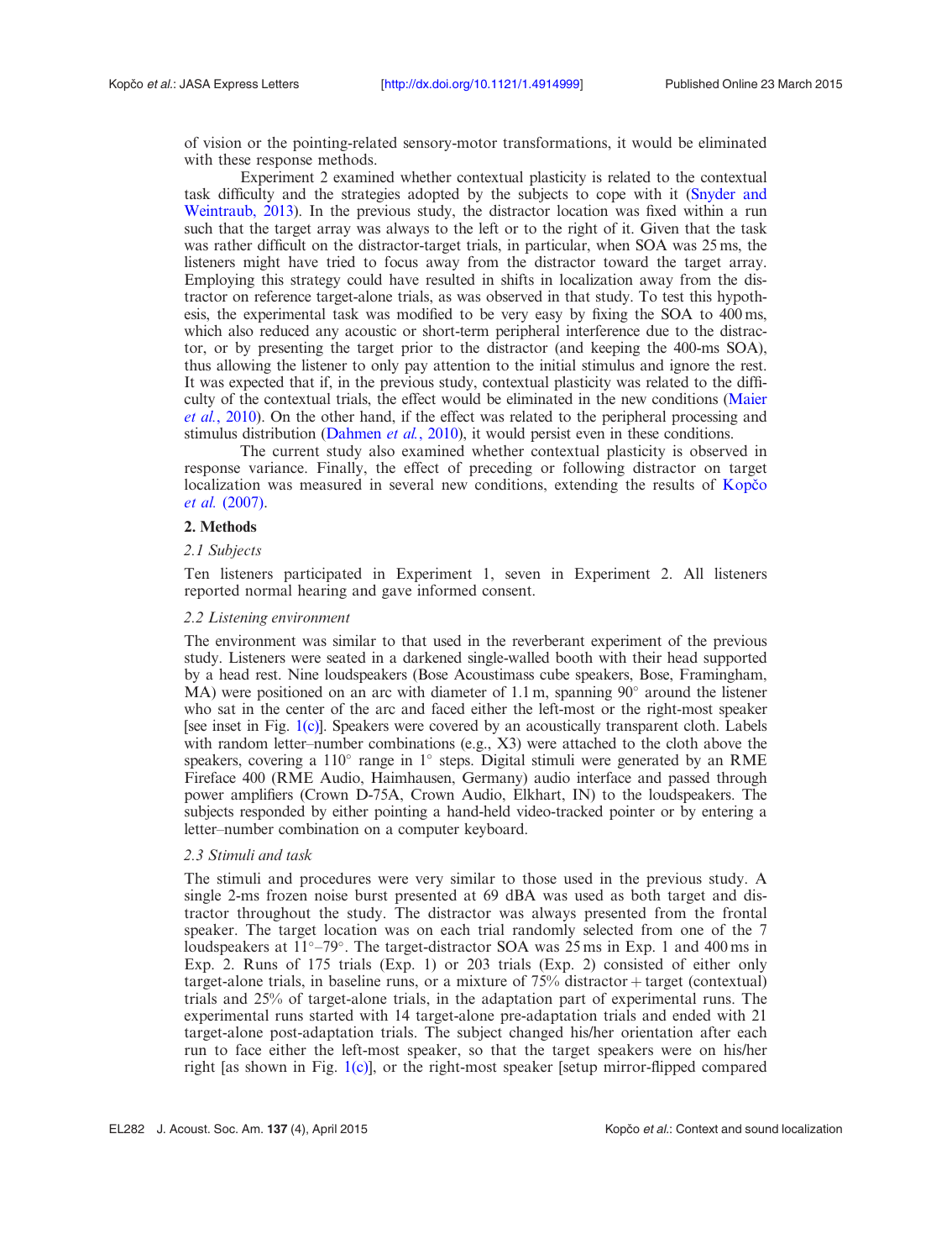of vision or the pointing-related sensory-motor transformations, it would be eliminated with these response methods.

Experiment 2 examined whether contextual plasticity is related to the contextual task difficulty and the strategies adopted by the subjects to cope with it (Snyder and Weintraub, 2013). In the previous study, the distractor location was fixed within a run such that the target array was always to the left or to the right of it. Given that the task was rather difficult on the distractor-target trials, in particular, when SOA was 25 ms, the listeners might have tried to focus away from the distractor toward the target array. Employing this strategy could have resulted in shifts in localization away from the distractor on reference target-alone trials, as was observed in that study. To test this hypothesis, the experimental task was modified to be very easy by fixing the SOA to 400 ms, which also reduced any acoustic or short-term peripheral interference due to the distractor, or by presenting the target prior to the distractor (and keeping the 400-ms SOA), thus allowing the listener to only pay attention to the initial stimulus and ignore the rest. It was expected that if, in the previous study, contextual plasticity was related to the difficulty of the contextual trials, the effect would be eliminated in the new conditions (Maier *et al.*, 2010). On the other hand, if the effect was related to the peripheral processing and stimulus distribution (Dahmen *et al.*, 2010), it would persist even in these conditions.

The current study also examined whether contextual plasticity is observed in response variance. Finally, the effect of preceding or following distractor on target localization was measured in several new conditions, extending the results of Kopčo *et al.* (2007).

## 2. Methods

### *2.1 Subjects*

Ten listeners participated in Experiment 1, seven in Experiment 2. All listeners reported normal hearing and gave informed consent.

### *2.2 Listening environment*

The environment was similar to that used in the reverberant experiment of the previous study. Listeners were seated in a darkened single-walled booth with their head supported by a head rest. Nine loudspeakers (Bose Acoustimass cube speakers, Bose, Framingham, MA) were positioned on an arc with diameter of 1.1 m, spanning 90° around the listener who sat in the center of the arc and faced either the left-most or the right-most speaker [see inset in Fig. 1(c)]. Speakers were covered by an acoustically transparent cloth. Labels with random letter–number combinations (e.g., X3) were attached to the cloth above the speakers, covering a 110° range in 1° steps. Digital stimuli were generated by an RME Fireface 400 (RME Audio, Haimhausen, Germany) audio interface and passed through power amplifiers (Crown D-75A, Crown Audio, Elkhart, IN) to the loudspeakers. The subjects responded by either pointing a hand-held video-tracked pointer or by entering a letter–number combination on a computer keyboard.

### *2.3 Stimuli and task*

The stimuli and procedures were very similar to those used in the previous study. A single 2-ms frozen noise burst presented at 69 dBA was used as both target and distractor throughout the study. The distractor was always presented from the frontal speaker. The target location was on each trial randomly selected from one of the 7 loudspeakers at 11°–79°. The target-distractor SOA was 25 ms in Exp. 1 and 400 ms in Exp. 2. Runs of 175 trials (Exp. 1) or 203 trials (Exp. 2) consisted of either only target-alone trials, in baseline runs, or a mixture of 75% distractor + target (contextual) trials and 25% of target-alone trials, in the adaptation part of experimental runs. The experimental runs started with 14 target-alone pre-adaptation trials and ended with 21 target-alone post-adaptation trials. The subject changed his/her orientation after each run to face either the left-most speaker, so that the target speakers were on his/her right [as shown in Fig. 1(c)], or the right-most speaker [setup mirror-flipped compared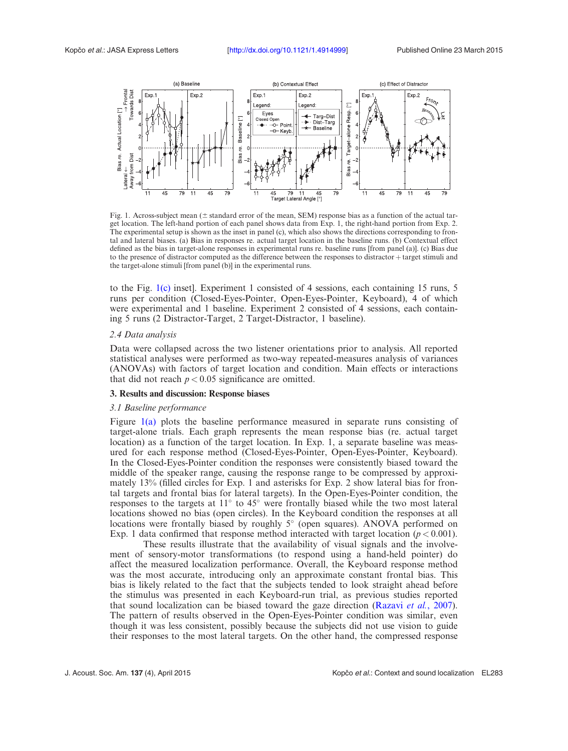Fig. 1. Across-subject mean (± standard error of the mean, SEM) response bias as a function of the actual target location. The left-hand portion of each panel shows data from Exp. 1, the right-hand portion from Exp. 2. The experimental setup is shown as the inset in panel (c), which also shows the directions corresponding to frontal and lateral biases. (a) Bias in responses re. actual target location in the baseline runs. (b) Contextual effect defined as the bias in target-alone responses in experimental runs re. baseline runs [from panel (a)]. (c) Bias due to the presence of distractor computed as the difference between the responses to distractor + target stimuli and the target-alone stimuli [from panel (b)] in the experimental runs.

to the Fig. 1(c) inset]. Experiment 1 consisted of 4 sessions, each containing 15 runs, 5 runs per condition (Closed-Eyes-Pointer, Open-Eyes-Pointer, Keyboard), 4 of which were experimental and 1 baseline. Experiment 2 consisted of 4 sessions, each containing 5 runs (2 Distractor-Target, 2 Target-Distractor, 1 baseline).

### 2.4 Data analysis

Data were collapsed across the two listener orientations prior to analysis. All reported statistical analyses were performed as two-way repeated-measures analysis of variances (ANOVAs) with factors of target location and condition. Main effects or interactions that did not reach $p < 0.05$ significance are omitted.

## 3. Results and discussion: Response biases

### 3.1 Baseline performance

Figure 1(a) plots the baseline performance measured in separate runs consisting of target-alone trials. Each graph represents the mean response bias (re. actual target location) as a function of the target location. In Exp. 1, a separate baseline was measured for each response method (Closed-Eyes-Pointer, Open-Eyes-Pointer, Keyboard). In the Closed-Eyes-Pointer condition the responses were consistently biased toward the middle of the speaker range, causing the response range to be compressed by approximately 13% (filled circles for Exp. 1 and asterisks for Exp. 2 show lateral bias for frontal targets and frontal bias for lateral targets). In the Open-Eyes-Pointer condition, the responses to the targets at 11° to 45° were frontally biased while the two most lateral locations showed no bias (open circles). In the Keyboard condition the responses at all locations were frontally biased by roughly 5° (open squares). ANOVA performed on Exp. 1 data confirmed that response method interacted with target location ($p < 0.001$).

These results illustrate that the availability of visual signals and the involvement of sensory-motor transformations (to respond using a hand-held pointer) do affect the measured localization performance. Overall, the Keyboard response method was the most accurate, introducing only an approximate constant frontal bias. This bias is likely related to the fact that the subjects tended to look straight ahead before the stimulus was presented in each Keyboard-run trial, as previous studies reported that sound localization can be biased toward the gaze direction (Razavi *et al.*, 2007). The pattern of results observed in the Open-Eyes-Pointer condition was similar, even though it was less consistent, possibly because the subjects did not use vision to guide their responses to the most lateral targets. On the other hand, the compressed response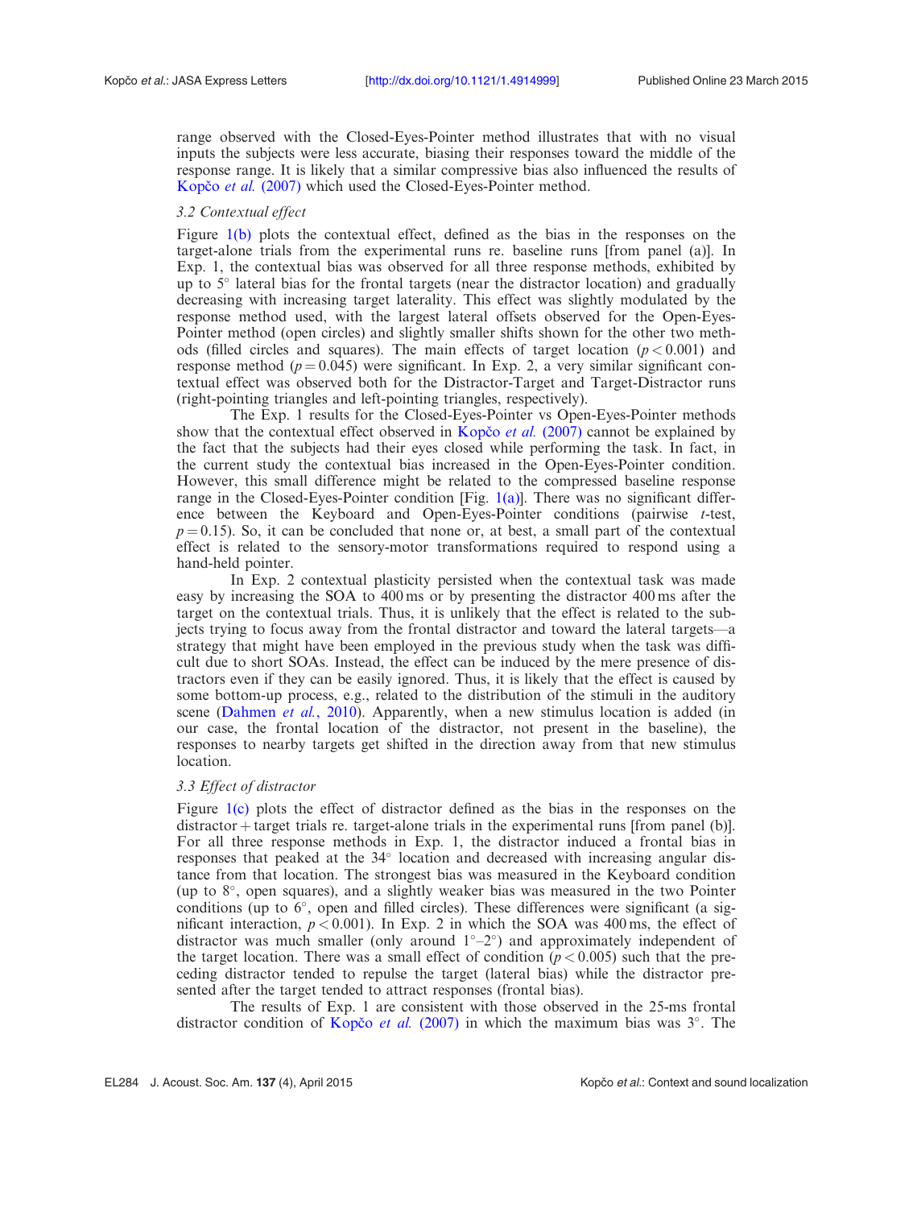range observed with the Closed-Eyes-Pointer method illustrates that with no visual inputs the subjects were less accurate, biasing their responses toward the middle of the response range. It is likely that a similar compressive bias also influenced the results of Kopčo *et al.* (2007) which used the Closed-Eyes-Pointer method.

### 3.2 Contextual effect

Figure 1(b) plots the contextual effect, defined as the bias in the responses on the target-alone trials from the experimental runs re. baseline runs [from panel (a)]. In Exp. 1, the contextual bias was observed for all three response methods, exhibited by up to 5° lateral bias for the frontal targets (near the distractor location) and gradually decreasing with increasing target laterality. This effect was slightly modulated by the response method used, with the largest lateral offsets observed for the Open-Eyes-Pointer method (open circles) and slightly smaller shifts shown for the other two methods (filled circles and squares). The main effects of target location ($p < 0.001$) and response method ($p = 0.045$) were significant. In Exp. 2, a very similar significant contextual effect was observed both for the Distractor-Target and Target-Distractor runs (right-pointing triangles and left-pointing triangles, respectively).

The Exp. 1 results for the Closed-Eyes-Pointer vs Open-Eyes-Pointer methods show that the contextual effect observed in Kopčo *et al.* (2007) cannot be explained by the fact that the subjects had their eyes closed while performing the task. In fact, in the current study the contextual bias increased in the Open-Eyes-Pointer condition. However, this small difference might be related to the compressed baseline response range in the Closed-Eyes-Pointer condition [Fig. 1(a)]. There was no significant difference between the Keyboard and Open-Eyes-Pointer conditions (pairwise *t*-test, $p = 0.15$). So, it can be concluded that none or, at best, a small part of the contextual effect is related to the sensory-motor transformations required to respond using a hand-held pointer.

In Exp. 2 contextual plasticity persisted when the contextual task was made easy by increasing the SOA to 400 ms or by presenting the distractor 400 ms after the target on the contextual trials. Thus, it is unlikely that the effect is related to the subjects trying to focus away from the frontal distractor and toward the lateral targets—a strategy that might have been employed in the previous study when the task was difficult due to short SOAs. Instead, the effect can be induced by the mere presence of distractors even if they can be easily ignored. Thus, it is likely that the effect is caused by some bottom-up process, e.g., related to the distribution of the stimuli in the auditory scene (Dahmen *et al.*, 2010). Apparently, when a new stimulus location is added (in our case, the frontal location of the distractor, not present in the baseline), the responses to nearby targets get shifted in the direction away from that new stimulus location.

### 3.3 Effect of distractor

Figure 1(c) plots the effect of distractor defined as the bias in the responses on the distractor + target trials re. target-alone trials in the experimental runs [from panel (b)]. For all three response methods in Exp. 1, the distractor induced a frontal bias in responses that peaked at the 34° location and decreased with increasing angular distance from that location. The strongest bias was measured in the Keyboard condition (up to 8°, open squares), and a slightly weaker bias was measured in the two Pointer conditions (up to 6°, open and filled circles). These differences were significant (a significant interaction, $p < 0.001$). In Exp. 2 in which the SOA was 400 ms, the effect of distractor was much smaller (only around 1°–2°) and approximately independent of the target location. There was a small effect of condition ($p < 0.005$) such that the preceding distractor tended to repulse the target (lateral bias) while the distractor presented after the target tended to attract responses (frontal bias).

The results of Exp. 1 are consistent with those observed in the 25-ms frontal distractor condition of Kopčo *et al.* (2007) in which the maximum bias was 3°. The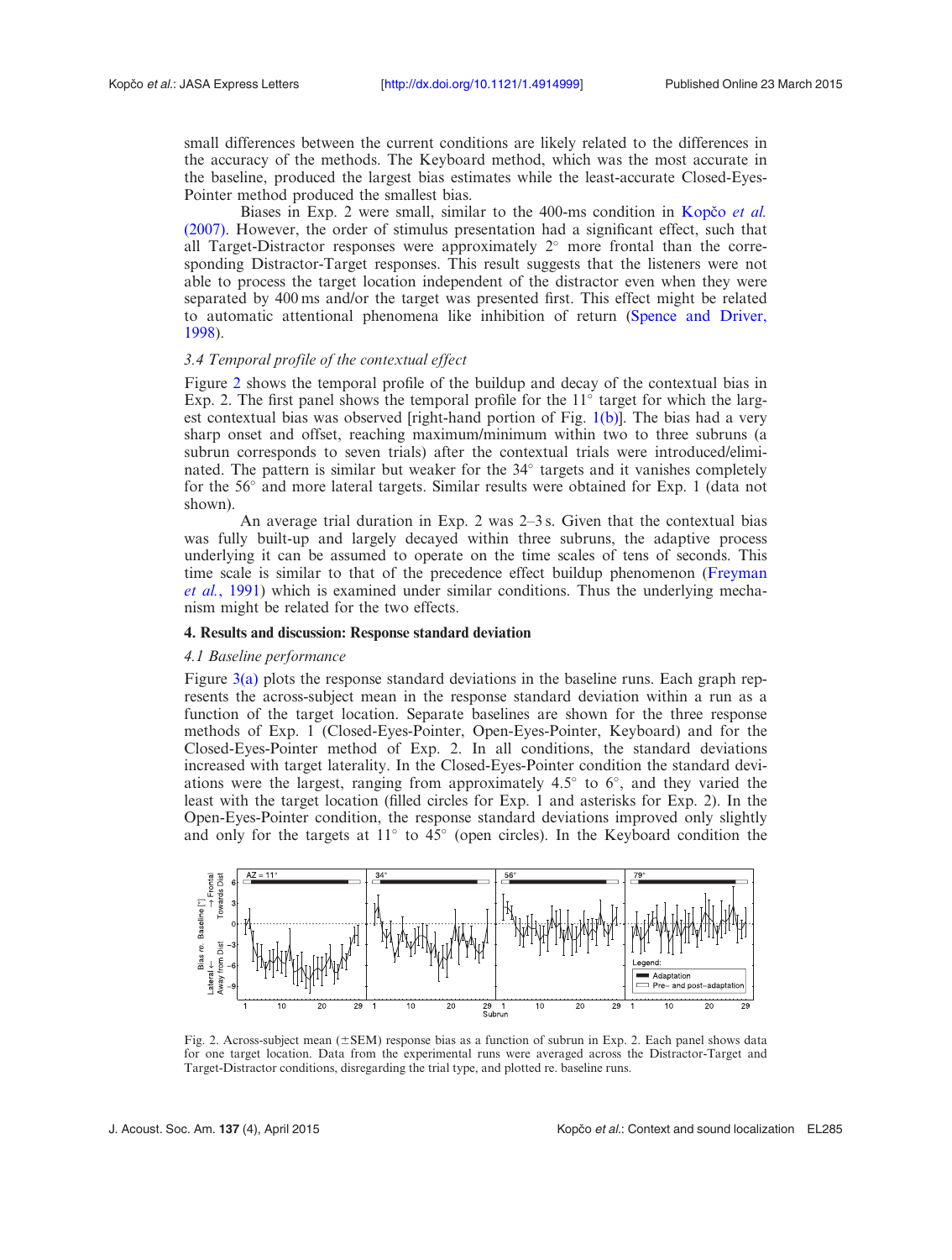small differences between the current conditions are likely related to the differences in the accuracy of the methods. The Keyboard method, which was the most accurate in the baseline, produced the largest bias estimates while the least-accurate Closed-Eyes-Pointer method produced the smallest bias.

Biases in Exp. 2 were small, similar to the 400-ms condition in Kopčo *et al.* (2007). However, the order of stimulus presentation had a significant effect, such that all Target-Distractor responses were approximately 2° more frontal than the corresponding Distractor-Target responses. This result suggests that the listeners were not able to process the target location independent of the distractor even when they were separated by 400 ms and/or the target was presented first. This effect might be related to automatic attentional phenomena like inhibition of return (Spence and Driver, 1998).

### *3.4 Temporal profile of the contextual effect*

Figure 2 shows the temporal profile of the buildup and decay of the contextual bias in Exp. 2. The first panel shows the temporal profile for the 11° target for which the largest contextual bias was observed [right-hand portion of Fig. 1(b)]. The bias had a very sharp onset and offset, reaching maximum/minimum within two to three subruns (a subrun corresponds to seven trials) after the contextual trials were introduced/eliminated. The pattern is similar but weaker for the 34° targets and it vanishes completely for the 56° and more lateral targets. Similar results were obtained for Exp. 1 (data not shown).

An average trial duration in Exp. 2 was 2–3 s. Given that the contextual bias was fully built-up and largely decayed within three subruns, the adaptive process underlying it can be assumed to operate on the time scales of tens of seconds. This time scale is similar to that of the precedence effect buildup phenomenon (Freyman *et al.*, 1991) which is examined under similar conditions. Thus the underlying mechanism might be related for the two effects.

## 4. Results and discussion: Response standard deviation

### *4.1 Baseline performance*

Figure 3(a) plots the response standard deviations in the baseline runs. Each graph represents the across-subject mean in the response standard deviation within a run as a function of the target location. Separate baselines are shown for the three response methods of Exp. 1 (Closed-Eyes-Pointer, Open-Eyes-Pointer, Keyboard) and for the Closed-Eyes-Pointer method of Exp. 2. In all conditions, the standard deviations increased with target laterality. In the Closed-Eyes-Pointer condition the standard deviations were the largest, ranging from approximately 4.5° to 6°, and they varied the least with the target location (filled circles for Exp. 1 and asterisks for Exp. 2). In the Open-Eyes-Pointer condition, the response standard deviations improved only slightly and only for the targets at 11° to 45° (open circles). In the Keyboard condition the

Fig. 2. Across-subject mean (±SEM) response bias as a function of subrun in Exp. 2. Each panel shows data for one target location. Data from the experimental runs were averaged across the Distractor-Target and Target-Distractor conditions, disregarding the trial type, and plotted re. baseline runs.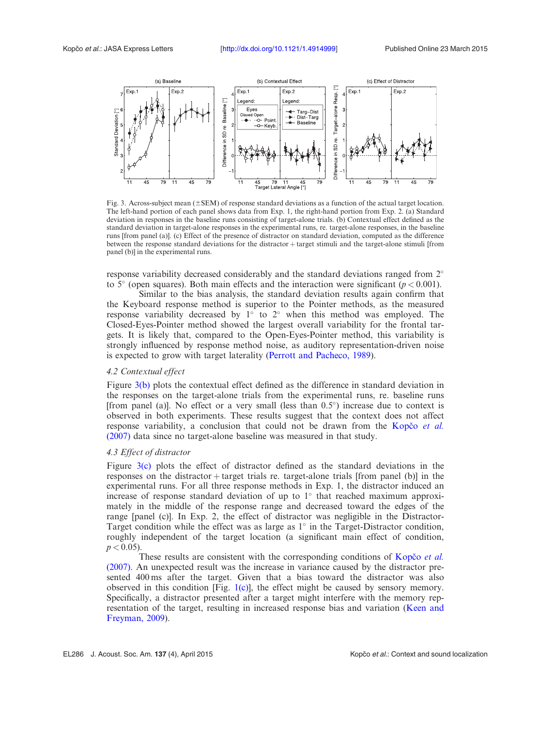Fig. 3. Across-subject mean (±SEM) of response standard deviations as a function of the actual target location. The left-hand portion of each panel shows data from Exp. 1, the right-hand portion from Exp. 2. (a) Standard deviation in responses in the baseline runs consisting of target-alone trials. (b) Contextual effect defined as the standard deviation in target-alone responses in the experimental runs, re. target-alone responses, in the baseline runs [from panel (a)]. (c) Effect of the presence of distractor on standard deviation, computed as the difference between the response standard deviations for the distractor + target stimuli and the target-alone stimuli [from panel (b)] in the experimental runs.

response variability decreased considerably and the standard deviations ranged from 2° to 5° (open squares). Both main effects and the interaction were significant ($p < 0.001$).

Similar to the bias analysis, the standard deviation results again confirm that the Keyboard response method is superior to the Pointer methods, as the measured response variability decreased by 1° to 2° when this method was employed. The Closed-Eyes-Pointer method showed the largest overall variability for the frontal targets. It is likely that, compared to the Open-Eyes-Pointer method, this variability is strongly influenced by response method noise, as auditory representation-driven noise is expected to grow with target laterality (Perrott and Pacheco, 1989).

### *4.2 Contextual effect*

Figure 3(b) plots the contextual effect defined as the difference in standard deviation in the responses on the target-alone trials from the experimental runs, re. baseline runs [from panel (a)]. No effect or a very small (less than 0.5°) increase due to context is observed in both experiments. These results suggest that the context does not affect response variability, a conclusion that could not be drawn from the Kopčo *et al.* (2007) data since no target-alone baseline was measured in that study.

### *4.3 Effect of distractor*

Figure 3(c) plots the effect of distractor defined as the standard deviations in the responses on the distractor + target trials re. target-alone trials [from panel (b)] in the experimental runs. For all three response methods in Exp. 1, the distractor induced an increase of response standard deviation of up to 1° that reached maximum approximately in the middle of the response range and decreased toward the edges of the range [panel (c)]. In Exp. 2, the effect of distractor was negligible in the Distractor-Target condition while the effect was as large as 1° in the Target-Distractor condition, roughly independent of the target location (a significant main effect of condition, $p < 0.05$).

These results are consistent with the corresponding conditions of Kopčo *et al.* (2007). An unexpected result was the increase in variance caused by the distractor presented 400 ms after the target. Given that a bias toward the distractor was also observed in this condition [Fig. 1(c)], the effect might be caused by sensory memory. Specifically, a distractor presented after a target might interfere with the memory representation of the target, resulting in increased response bias and variation (Keen and Freyman, 2009).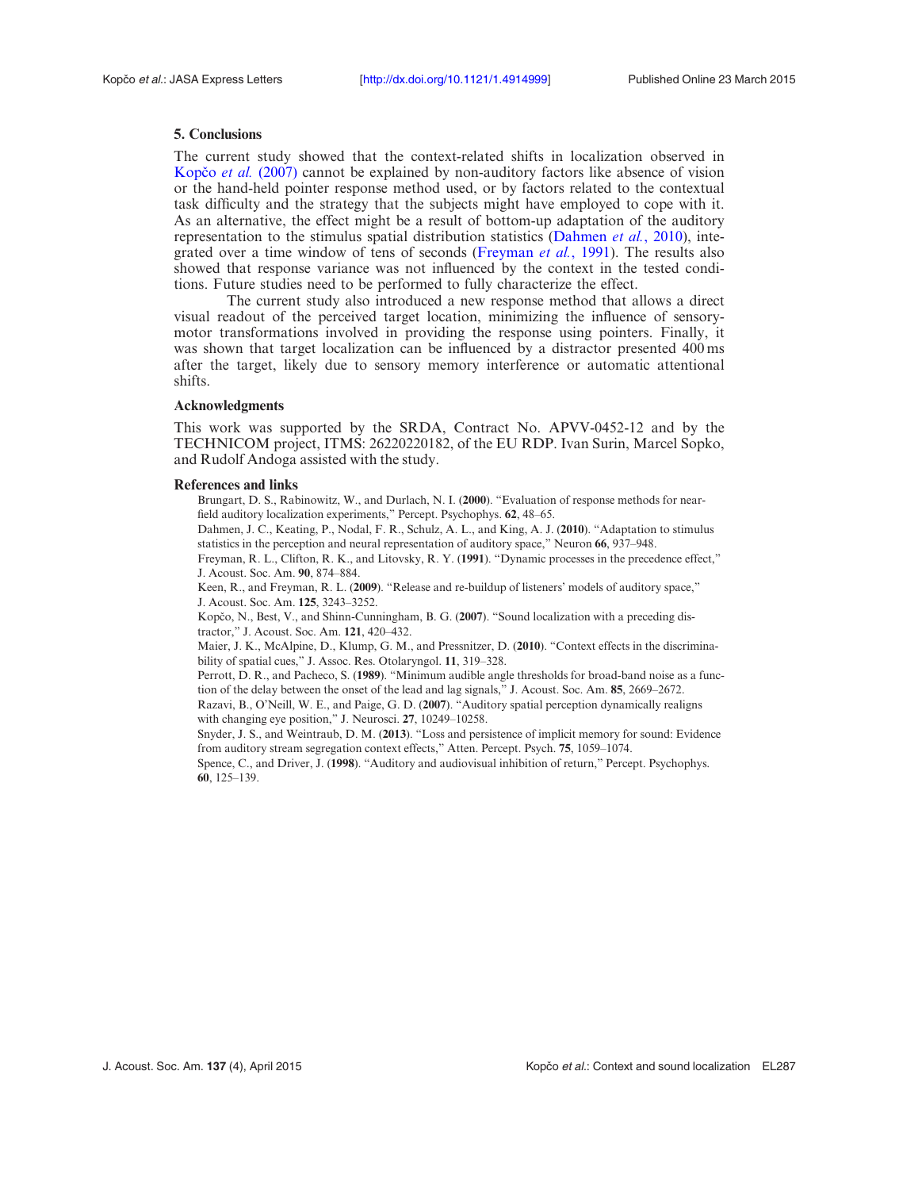## 5. Conclusions

The current study showed that the context-related shifts in localization observed in Kopčo *et al.* (2007) cannot be explained by non-auditory factors like absence of vision or the hand-held pointer response method used, or by factors related to the contextual task difficulty and the strategy that the subjects might have employed to cope with it. As an alternative, the effect might be a result of bottom-up adaptation of the auditory representation to the stimulus spatial distribution statistics (Dahmen *et al.*, 2010), integrated over a time window of tens of seconds (Freyman *et al.*, 1991). The results also showed that response variance was not influenced by the context in the tested conditions. Future studies need to be performed to fully characterize the effect.

The current study also introduced a new response method that allows a direct visual readout of the perceived target location, minimizing the influence of sensory-motor transformations involved in providing the response using pointers. Finally, it was shown that target localization can be influenced by a distractor presented 400 ms after the target, likely due to sensory memory interference or automatic attentional shifts.

## Acknowledgments

This work was supported by the SRDA, Contract No. APVV-0452-12 and by the TECHNICOM project, ITMS: 26220220182, of the EU RDP. Ivan Surin, Marcel Sopko, and Rudolf Andoga assisted with the study.

## References and links

Brungart, D. S., Rabinowitz, W., and Durlach, N. I. (**2000**). "Evaluation of response methods for near-field auditory localization experiments," Percept. Psychophys. **62**, 48–65.

Dahmen, J. C., Keating, P., Nodal, F. R., Schulz, A. L., and King, A. J. (**2010**). "Adaptation to stimulus statistics in the perception and neural representation of auditory space," Neuron **66**, 937–948.

Freyman, R. L., Clifton, R. K., and Litovsky, R. Y. (**1991**). "Dynamic processes in the precedence effect," J. Acoust. Soc. Am. **90**, 874–884.

Keen, R., and Freyman, R. L. (**2009**). "Release and re-buildup of listeners' models of auditory space," J. Acoust. Soc. Am. **125**, 3243–3252.

Kopčo, N., Best, V., and Shinn-Cunningham, B. G. (**2007**). "Sound localization with a preceding distractor," J. Acoust. Soc. Am. **121**, 420–432.

Maier, J. K., McAlpine, D., Klump, G. M., and Pressnitzer, D. (**2010**). "Context effects in the discriminability of spatial cues," J. Assoc. Res. Otolaryngol. **11**, 319–328.

Perrott, D. R., and Pacheco, S. (**1989**). "Minimum audible angle thresholds for broad-band noise as a function of the delay between the onset of the lead and lag signals," J. Acoust. Soc. Am. **85**, 2669–2672.

Razavi, B., O'Neill, W. E., and Paige, G. D. (**2007**). "Auditory spatial perception dynamically realigns with changing eye position," J. Neurosci. **27**, 10249–10258.

Snyder, J. S., and Weintraub, D. M. (**2013**). "Loss and persistence of implicit memory for sound: Evidence from auditory stream segregation context effects," Atten. Percept. Psych. **75**, 1059–1074.

Spence, C., and Driver, J. (**1998**). "Auditory and audiovisual inhibition of return," Percept. Psychophys. **60**, 125–139.